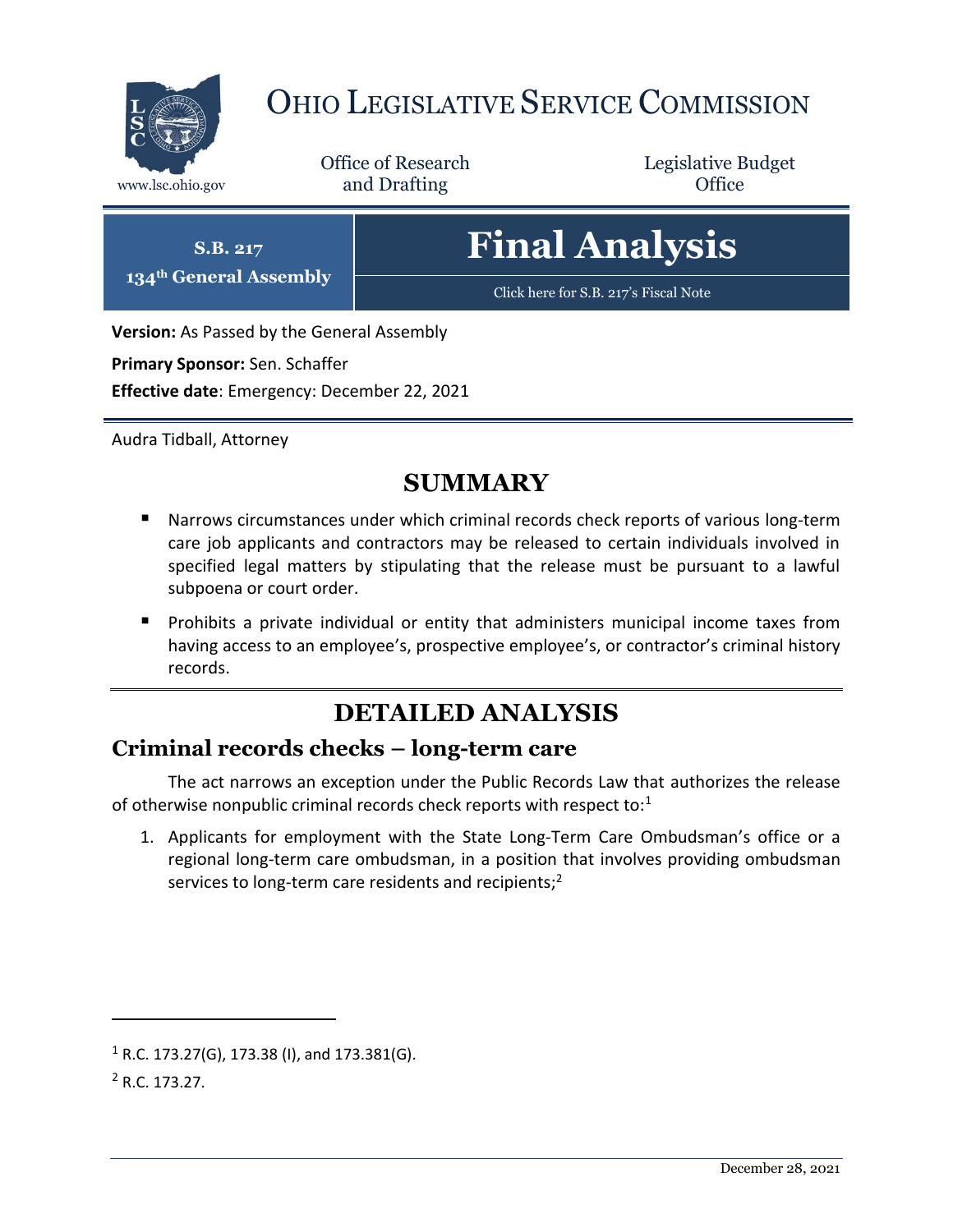# Ohio Legislative Service Commission

www.lsc.ohio.gov

Office of Research and Drafting

Legislative Budget Office

**S.B. 217**
**134th General Assembly**

# Final Analysis

Click here for S.B. 217's Fiscal Note

**Version:** As Passed by the General Assembly

**Primary Sponsor:** Sen. Schaffer

**Effective date**: Emergency: December 22, 2021

Audra Tidball, Attorney

## SUMMARY

- Narrows circumstances under which criminal records check reports of various long-term care job applicants and contractors may be released to certain individuals involved in specified legal matters by stipulating that the release must be pursuant to a lawful subpoena or court order.
- Prohibits a private individual or entity that administers municipal income taxes from having access to an employee's, prospective employee's, or contractor's criminal history records.

## DETAILED ANALYSIS

### Criminal records checks – long-term care

The act narrows an exception under the Public Records Law that authorizes the release of otherwise nonpublic criminal records check reports with respect to:[1]

1. Applicants for employment with the State Long-Term Care Ombudsman's office or a regional long-term care ombudsman, in a position that involves providing ombudsman services to long-term care residents and recipients;[2]

---

[1] R.C. 173.27(G), 173.38 (I), and 173.381(G).

[2] R.C. 173.27.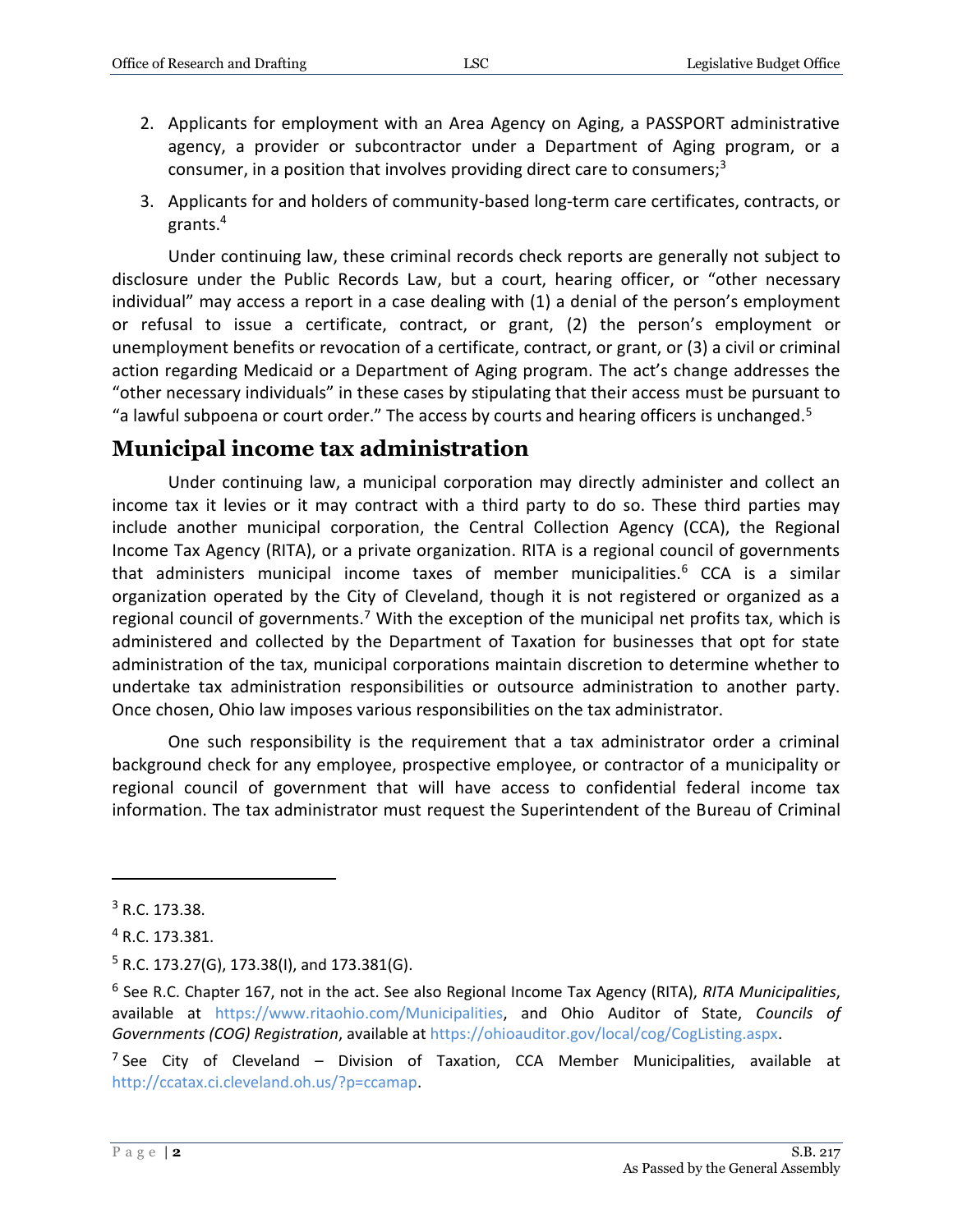2. Applicants for employment with an Area Agency on Aging, a PASSPORT administrative agency, a provider or subcontractor under a Department of Aging program, or a consumer, in a position that involves providing direct care to consumers;[3]
3. Applicants for and holders of community-based long-term care certificates, contracts, or grants.[4]

Under continuing law, these criminal records check reports are generally not subject to disclosure under the Public Records Law, but a court, hearing officer, or "other necessary individual" may access a report in a case dealing with (1) a denial of the person's employment or refusal to issue a certificate, contract, or grant, (2) the person's employment or unemployment benefits or revocation of a certificate, contract, or grant, or (3) a civil or criminal action regarding Medicaid or a Department of Aging program. The act's change addresses the "other necessary individuals" in these cases by stipulating that their access must be pursuant to "a lawful subpoena or court order." The access by courts and hearing officers is unchanged.[5]

## Municipal income tax administration

Under continuing law, a municipal corporation may directly administer and collect an income tax it levies or it may contract with a third party to do so. These third parties may include another municipal corporation, the Central Collection Agency (CCA), the Regional Income Tax Agency (RITA), or a private organization. RITA is a regional council of governments that administers municipal income taxes of member municipalities.[6] CCA is a similar organization operated by the City of Cleveland, though it is not registered or organized as a regional council of governments.[7] With the exception of the municipal net profits tax, which is administered and collected by the Department of Taxation for businesses that opt for state administration of the tax, municipal corporations maintain discretion to determine whether to undertake tax administration responsibilities or outsource administration to another party. Once chosen, Ohio law imposes various responsibilities on the tax administrator.

One such responsibility is the requirement that a tax administrator order a criminal background check for any employee, prospective employee, or contractor of a municipality or regional council of government that will have access to confidential federal income tax information. The tax administrator must request the Superintendent of the Bureau of Criminal

---

[3] R.C. 173.38.

[4] R.C. 173.381.

[5] R.C. 173.27(G), 173.38(I), and 173.381(G).

[6] See R.C. Chapter 167, not in the act. See also Regional Income Tax Agency (RITA), *RITA Municipalities*, available at https://www.ritaohio.com/Municipalities, and Ohio Auditor of State, *Councils of Governments (COG) Registration*, available at https://ohioauditor.gov/local/cog/CogListing.aspx.

[7] See City of Cleveland – Division of Taxation, CCA Member Municipalities, available at http://ccatax.ci.cleveland.oh.us/?p=ccamap.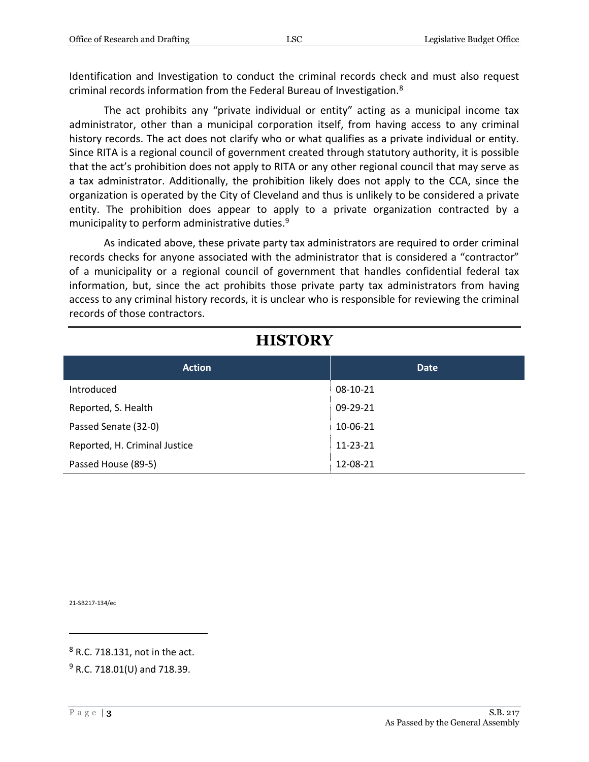Identification and Investigation to conduct the criminal records check and must also request criminal records information from the Federal Bureau of Investigation.[8]

The act prohibits any "private individual or entity" acting as a municipal income tax administrator, other than a municipal corporation itself, from having access to any criminal history records. The act does not clarify who or what qualifies as a private individual or entity. Since RITA is a regional council of government created through statutory authority, it is possible that the act's prohibition does not apply to RITA or any other regional council that may serve as a tax administrator. Additionally, the prohibition likely does not apply to the CCA, since the organization is operated by the City of Cleveland and thus is unlikely to be considered a private entity. The prohibition does appear to apply to a private organization contracted by a municipality to perform administrative duties.[9]

As indicated above, these private party tax administrators are required to order criminal records checks for anyone associated with the administrator that is considered a "contractor" of a municipality or a regional council of government that handles confidential federal tax information, but, since the act prohibits those private party tax administrators from having access to any criminal history records, it is unclear who is responsible for reviewing the criminal records of those contractors.

# HISTORY

| Action | Date |
|---|---|
| Introduced | 08-10-21 |
| Reported, S. Health | 09-29-21 |
| Passed Senate (32-0) | 10-06-21 |
| Reported, H. Criminal Justice | 11-23-21 |
| Passed House (89-5) | 12-08-21 |

21-SB217-134/ec

[8] R.C. 718.131, not in the act.

[9] R.C. 718.01(U) and 718.39.